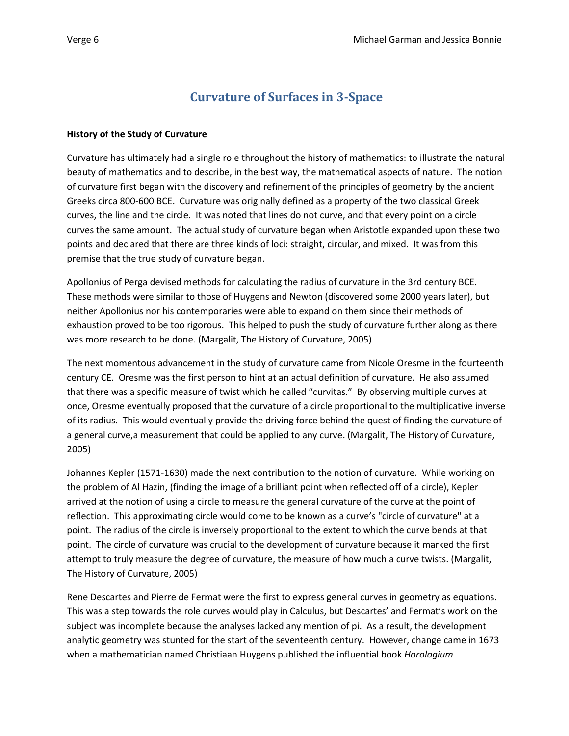# Curvature of Surfaces in 3-Space

**History of the Study of Curvature**

Curvature has ultimately had a single role throughout the history of mathematics: to illustrate the natural beauty of mathematics and to describe, in the best way, the mathematical aspects of nature. The notion of curvature first began with the discovery and refinement of the principles of geometry by the ancient Greeks circa 800-600 BCE. Curvature was originally defined as a property of the two classical Greek curves, the line and the circle. It was noted that lines do not curve, and that every point on a circle curves the same amount. The actual study of curvature began when Aristotle expanded upon these two points and declared that there are three kinds of loci: straight, circular, and mixed. It was from this premise that the true study of curvature began.

Apollonius of Perga devised methods for calculating the radius of curvature in the 3rd century BCE. These methods were similar to those of Huygens and Newton (discovered some 2000 years later), but neither Apollonius nor his contemporaries were able to expand on them since their methods of exhaustion proved to be too rigorous. This helped to push the study of curvature further along as there was more research to be done. (Margalit, The History of Curvature, 2005)

The next momentous advancement in the study of curvature came from Nicole Oresme in the fourteenth century CE. Oresme was the first person to hint at an actual definition of curvature. He also assumed that there was a specific measure of twist which he called "curvitas." By observing multiple curves at once, Oresme eventually proposed that the curvature of a circle proportional to the multiplicative inverse of its radius. This would eventually provide the driving force behind the quest of finding the curvature of a general curve,a measurement that could be applied to any curve. (Margalit, The History of Curvature, 2005)

Johannes Kepler (1571-1630) made the next contribution to the notion of curvature. While working on the problem of Al Hazin, (finding the image of a brilliant point when reflected off of a circle), Kepler arrived at the notion of using a circle to measure the general curvature of the curve at the point of reflection. This approximating circle would come to be known as a curve's "circle of curvature" at a point. The radius of the circle is inversely proportional to the extent to which the curve bends at that point. The circle of curvature was crucial to the development of curvature because it marked the first attempt to truly measure the degree of curvature, the measure of how much a curve twists. (Margalit, The History of Curvature, 2005)

Rene Descartes and Pierre de Fermat were the first to express general curves in geometry as equations. This was a step towards the role curves would play in Calculus, but Descartes' and Fermat's work on the subject was incomplete because the analyses lacked any mention of pi. As a result, the development analytic geometry was stunted for the start of the seventeenth century. However, change came in 1673 when a mathematician named Christiaan Huygens published the influential book ***Horologium***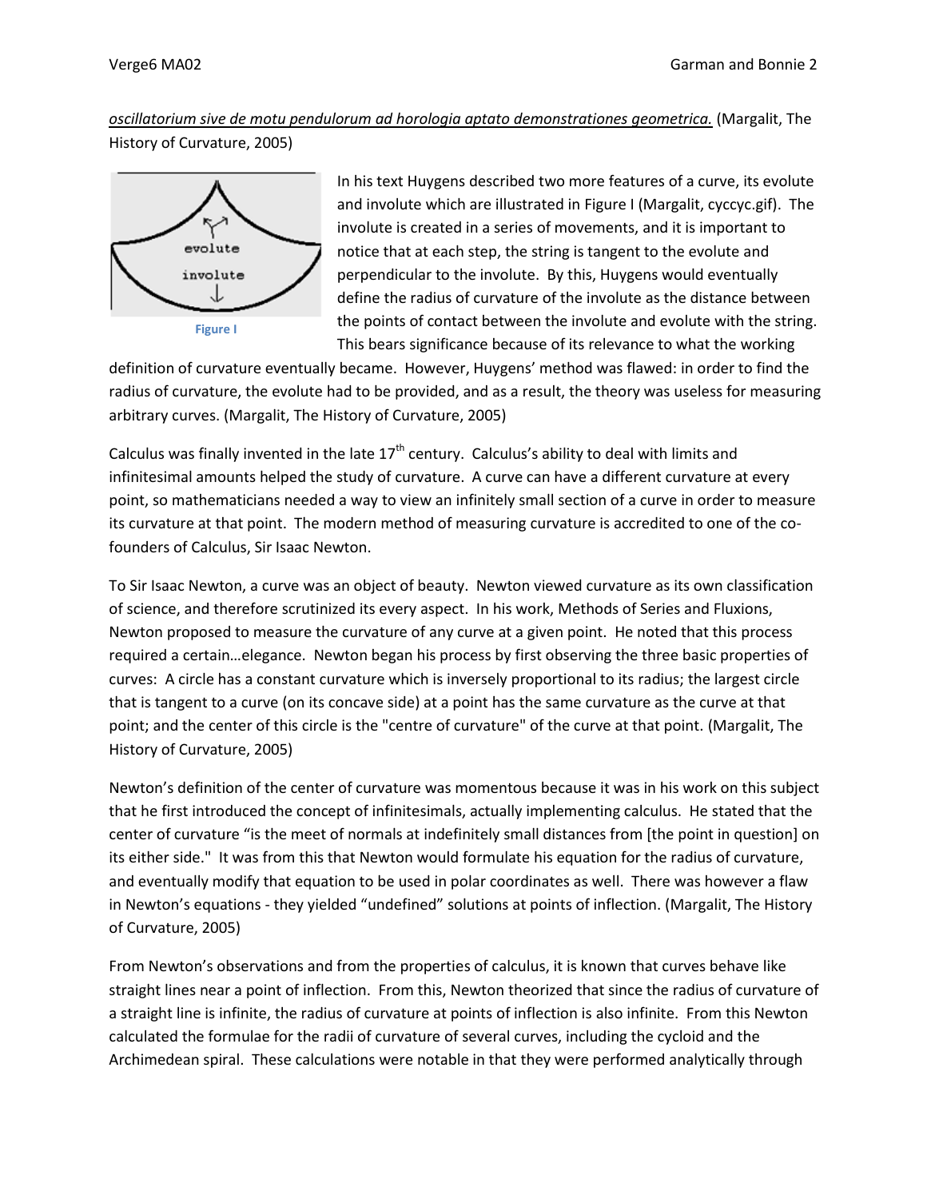*oscillatorium sive de motu pendulorum ad horologia aptato demonstrationes geometrica.* (Margalit, The History of Curvature, 2005)

Figure I

In his text Huygens described two more features of a curve, its evolute and involute which are illustrated in Figure I (Margalit, cyccyc.gif). The involute is created in a series of movements, and it is important to notice that at each step, the string is tangent to the evolute and perpendicular to the involute. By this, Huygens would eventually define the radius of curvature of the involute as the distance between the points of contact between the involute and evolute with the string. This bears significance because of its relevance to what the working definition of curvature eventually became. However, Huygens' method was flawed: in order to find the radius of curvature, the evolute had to be provided, and as a result, the theory was useless for measuring arbitrary curves. (Margalit, The History of Curvature, 2005)

Calculus was finally invented in the late 17th century. Calculus's ability to deal with limits and infinitesimal amounts helped the study of curvature. A curve can have a different curvature at every point, so mathematicians needed a way to view an infinitely small section of a curve in order to measure its curvature at that point. The modern method of measuring curvature is accredited to one of the co-founders of Calculus, Sir Isaac Newton.

To Sir Isaac Newton, a curve was an object of beauty. Newton viewed curvature as its own classification of science, and therefore scrutinized its every aspect. In his work, Methods of Series and Fluxions, Newton proposed to measure the curvature of any curve at a given point. He noted that this process required a certain…elegance. Newton began his process by first observing the three basic properties of curves: A circle has a constant curvature which is inversely proportional to its radius; the largest circle that is tangent to a curve (on its concave side) at a point has the same curvature as the curve at that point; and the center of this circle is the "centre of curvature" of the curve at that point. (Margalit, The History of Curvature, 2005)

Newton's definition of the center of curvature was momentous because it was in his work on this subject that he first introduced the concept of infinitesimals, actually implementing calculus. He stated that the center of curvature "is the meet of normals at indefinitely small distances from [the point in question] on its either side." It was from this that Newton would formulate his equation for the radius of curvature, and eventually modify that equation to be used in polar coordinates as well. There was however a flaw in Newton's equations - they yielded "undefined" solutions at points of inflection. (Margalit, The History of Curvature, 2005)

From Newton's observations and from the properties of calculus, it is known that curves behave like straight lines near a point of inflection. From this, Newton theorized that since the radius of curvature of a straight line is infinite, the radius of curvature at points of inflection is also infinite. From this Newton calculated the formulae for the radii of curvature of several curves, including the cycloid and the Archimedean spiral. These calculations were notable in that they were performed analytically through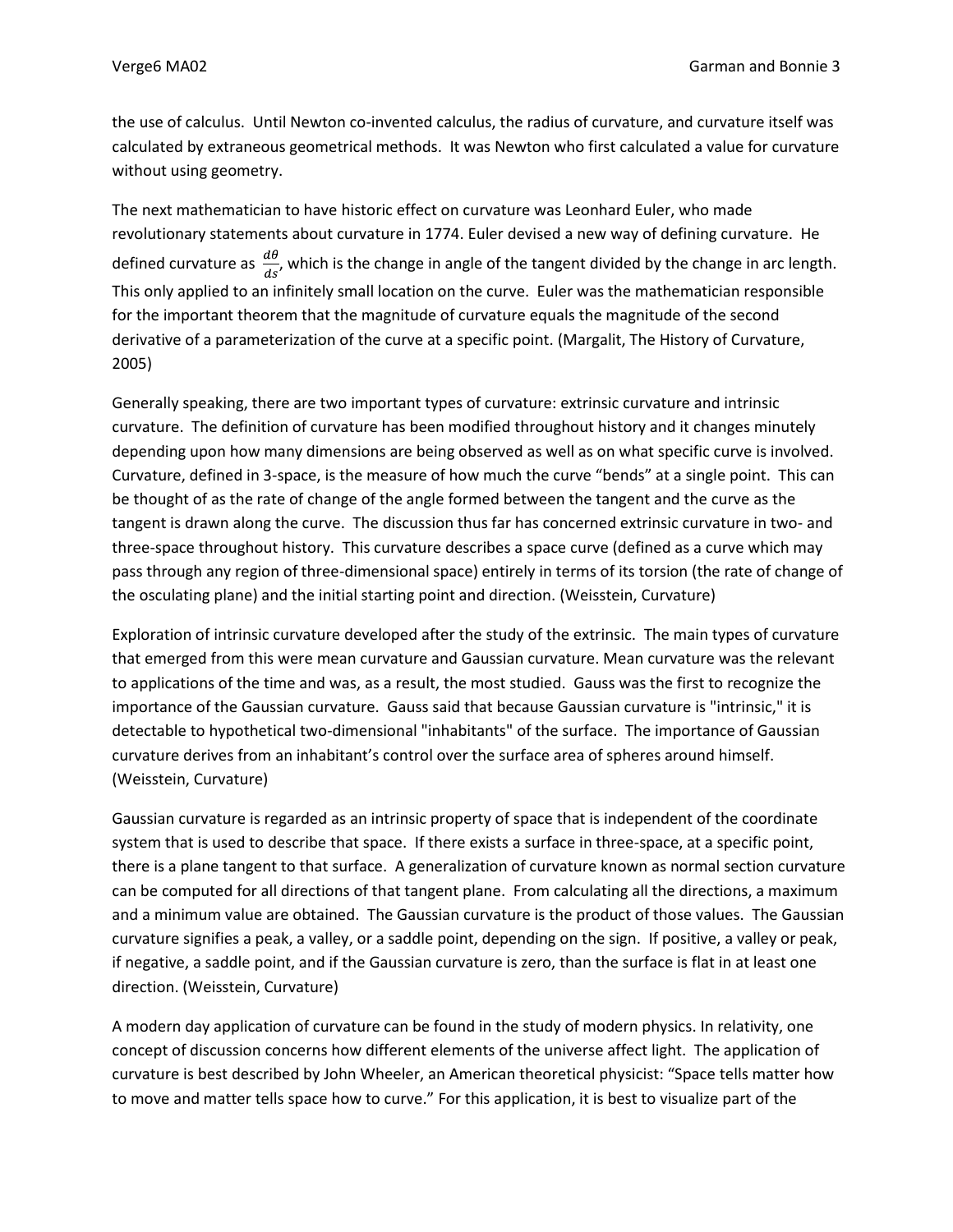the use of calculus. Until Newton co-invented calculus, the radius of curvature, and curvature itself was calculated by extraneous geometrical methods. It was Newton who first calculated a value for curvature without using geometry.

The next mathematician to have historic effect on curvature was Leonhard Euler, who made revolutionary statements about curvature in 1774. Euler devised a new way of defining curvature. He defined curvature as $\frac{d\theta}{ds}$, which is the change in angle of the tangent divided by the change in arc length. This only applied to an infinitely small location on the curve. Euler was the mathematician responsible for the important theorem that the magnitude of curvature equals the magnitude of the second derivative of a parameterization of the curve at a specific point. (Margalit, The History of Curvature, 2005)

Generally speaking, there are two important types of curvature: extrinsic curvature and intrinsic curvature. The definition of curvature has been modified throughout history and it changes minutely depending upon how many dimensions are being observed as well as on what specific curve is involved. Curvature, defined in 3-space, is the measure of how much the curve "bends" at a single point. This can be thought of as the rate of change of the angle formed between the tangent and the curve as the tangent is drawn along the curve. The discussion thus far has concerned extrinsic curvature in two- and three-space throughout history. This curvature describes a space curve (defined as a curve which may pass through any region of three-dimensional space) entirely in terms of its torsion (the rate of change of the osculating plane) and the initial starting point and direction. (Weisstein, Curvature)

Exploration of intrinsic curvature developed after the study of the extrinsic. The main types of curvature that emerged from this were mean curvature and Gaussian curvature. Mean curvature was the relevant to applications of the time and was, as a result, the most studied. Gauss was the first to recognize the importance of the Gaussian curvature. Gauss said that because Gaussian curvature is "intrinsic," it is detectable to hypothetical two-dimensional "inhabitants" of the surface. The importance of Gaussian curvature derives from an inhabitant's control over the surface area of spheres around himself. (Weisstein, Curvature)

Gaussian curvature is regarded as an intrinsic property of space that is independent of the coordinate system that is used to describe that space. If there exists a surface in three-space, at a specific point, there is a plane tangent to that surface. A generalization of curvature known as normal section curvature can be computed for all directions of that tangent plane. From calculating all the directions, a maximum and a minimum value are obtained. The Gaussian curvature is the product of those values. The Gaussian curvature signifies a peak, a valley, or a saddle point, depending on the sign. If positive, a valley or peak, if negative, a saddle point, and if the Gaussian curvature is zero, than the surface is flat in at least one direction. (Weisstein, Curvature)

A modern day application of curvature can be found in the study of modern physics. In relativity, one concept of discussion concerns how different elements of the universe affect light. The application of curvature is best described by John Wheeler, an American theoretical physicist: "Space tells matter how to move and matter tells space how to curve." For this application, it is best to visualize part of the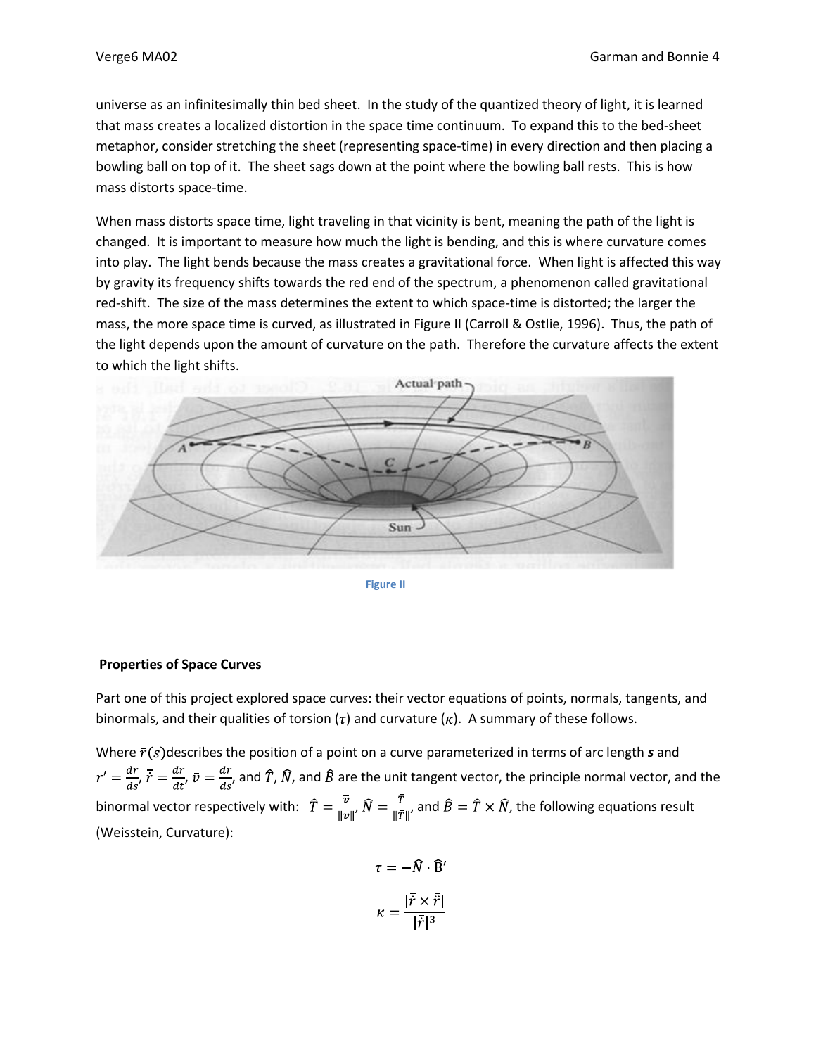universe as an infinitesimally thin bed sheet. In the study of the quantized theory of light, it is learned that mass creates a localized distortion in the space time continuum. To expand this to the bed-sheet metaphor, consider stretching the sheet (representing space-time) in every direction and then placing a bowling ball on top of it. The sheet sags down at the point where the bowling ball rests. This is how mass distorts space-time.

When mass distorts space time, light traveling in that vicinity is bent, meaning the path of the light is changed. It is important to measure how much the light is bending, and this is where curvature comes into play. The light bends because the mass creates a gravitational force. When light is affected this way by gravity its frequency shifts towards the red end of the spectrum, a phenomenon called gravitational red-shift. The size of the mass determines the extent to which space-time is distorted; the larger the mass, the more space time is curved, as illustrated in Figure II (Carroll & Ostlie, 1996). Thus, the path of the light depends upon the amount of curvature on the path. Therefore the curvature affects the extent to which the light shifts.

Figure II

**Properties of Space Curves**

Part one of this project explored space curves: their vector equations of points, normals, tangents, and binormals, and their qualities of torsion ($\tau$) and curvature ($\kappa$). A summary of these follows.

Where $\bar{r}(s)$describes the position of a point on a curve parameterized in terms of arc length ***s*** and $\overline{r'} = \frac{dr}{ds}$, $\bar{\dot{r}} = \frac{dr}{dt}$, $\bar{v} = \frac{dr}{ds}$, and $\hat{T}$, $\hat{N}$, and $\hat{B}$ are the unit tangent vector, the principle normal vector, and the binormal vector respectively with: $\hat{T} = \frac{\bar{v}}{\|\bar{v}\|}$, $\hat{N} = \frac{\bar{T}}{\|\bar{T}\|}$, and $\hat{B} = \hat{T} \times \hat{N}$, the following equations result (Weisstein, Curvature):

$$\tau = -\hat{N} \cdot \hat{B}'$$

$$\kappa = \frac{|\bar{\dot{r}} \times \bar{\ddot{r}}|}{|\bar{\dot{r}}|^3}$$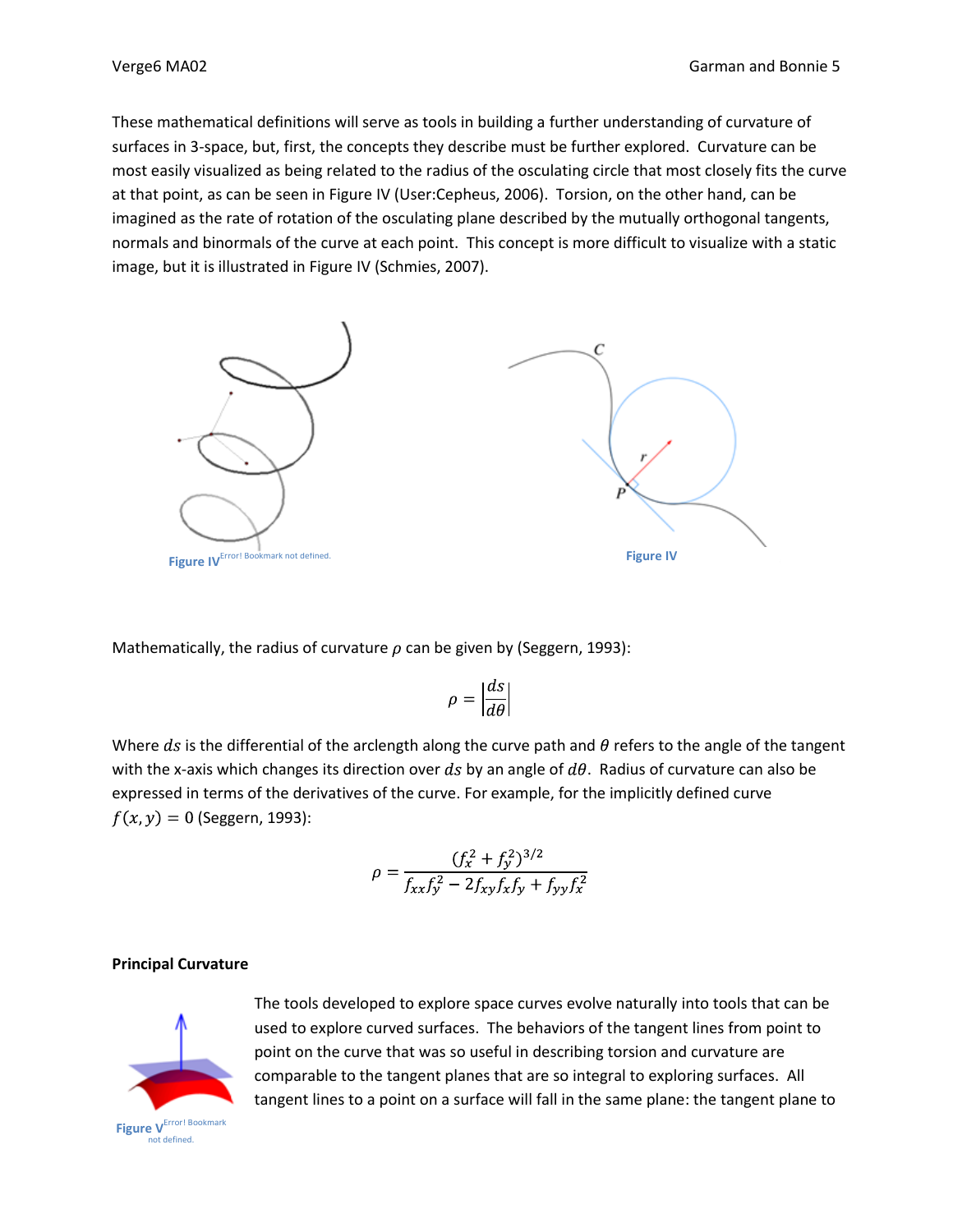These mathematical definitions will serve as tools in building a further understanding of curvature of surfaces in 3-space, but, first, the concepts they describe must be further explored. Curvature can be most easily visualized as being related to the radius of the osculating circle that most closely fits the curve at that point, as can be seen in Figure IV (User:Cepheus, 2006). Torsion, on the other hand, can be imagined as the rate of rotation of the osculating plane described by the mutually orthogonal tangents, normals and binormals of the curve at each point. This concept is more difficult to visualize with a static image, but it is illustrated in Figure IV (Schmies, 2007).

Figure IV Error! Bookmark not defined.

Figure IV

Mathematically, the radius of curvature $\rho$ can be given by (Seggern, 1993):

$$\rho = \left|\frac{ds}{d\theta}\right|$$

Where $ds$ is the differential of the arclength along the curve path and $\theta$ refers to the angle of the tangent with the x-axis which changes its direction over $ds$ by an angle of $d\theta$. Radius of curvature can also be expressed in terms of the derivatives of the curve. For example, for the implicitly defined curve $f(x, y) = 0$ (Seggern, 1993):

$$\rho = \frac{(f_x^2 + f_y^2)^{3/2}}{f_{xx}f_y^2 - 2f_{xy}f_xf_y + f_{yy}f_x^2}$$

**Principal Curvature**

Figure V Error! Bookmark not defined.

The tools developed to explore space curves evolve naturally into tools that can be used to explore curved surfaces. The behaviors of the tangent lines from point to point on the curve that was so useful in describing torsion and curvature are comparable to the tangent planes that are so integral to exploring surfaces. All tangent lines to a point on a surface will fall in the same plane: the tangent plane to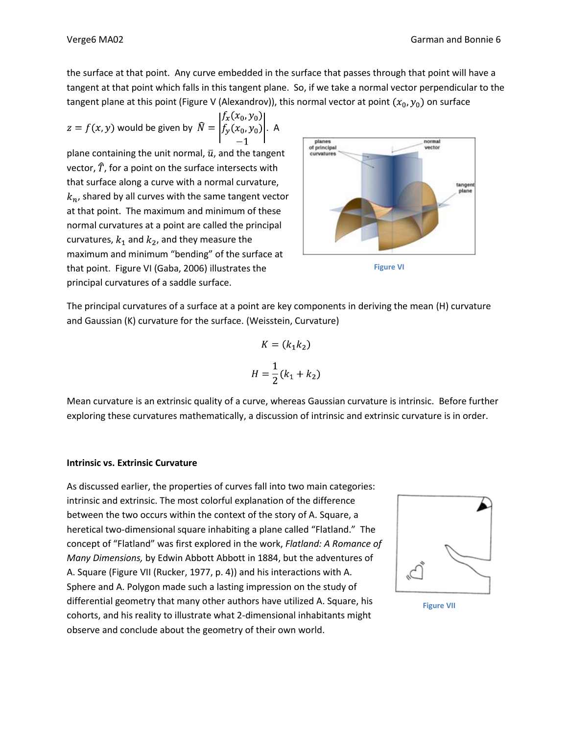the surface at that point. Any curve embedded in the surface that passes through that point will have a tangent at that point which falls in this tangent plane. So, if we take a normal vector perpendicular to the tangent plane at this point (Figure V (Alexandrov)), this normal vector at point $(x_0, y_0)$ on surface $z = f(x, y)$ would be given by $\widehat{N} = \begin{vmatrix} f_x(x_0, y_0) \\ f_y(x_0, y_0) \\ -1 \end{vmatrix}$. A plane containing the unit normal, $\bar{u}$, and the tangent vector, $\hat{T}$, for a point on the surface intersects with that surface along a curve with a normal curvature, $k_n$, shared by all curves with the same tangent vector at that point. The maximum and minimum of these normal curvatures at a point are called the principal curvatures, $k_1$ and $k_2$, and they measure the maximum and minimum "bending" of the surface at that point. Figure VI (Gaba, 2006) illustrates the principal curvatures of a saddle surface.

Figure VI

The principal curvatures of a surface at a point are key components in deriving the mean (H) curvature and Gaussian (K) curvature for the surface. (Weisstein, Curvature)

$$K = (k_1 k_2)$$

$$H = \frac{1}{2}(k_1 + k_2)$$

Mean curvature is an extrinsic quality of a curve, whereas Gaussian curvature is intrinsic. Before further exploring these curvatures mathematically, a discussion of intrinsic and extrinsic curvature is in order.

**Intrinsic vs. Extrinsic Curvature**

As discussed earlier, the properties of curves fall into two main categories: intrinsic and extrinsic. The most colorful explanation of the difference between the two occurs within the context of the story of A. Square, a heretical two-dimensional square inhabiting a plane called "Flatland." The concept of "Flatland" was first explored in the work, *Flatland: A Romance of Many Dimensions,* by Edwin Abbott Abbott in 1884, but the adventures of A. Square (Figure VII (Rucker, 1977, p. 4)) and his interactions with A. Sphere and A. Polygon made such a lasting impression on the study of differential geometry that many other authors have utilized A. Square, his cohorts, and his reality to illustrate what 2-dimensional inhabitants might observe and conclude about the geometry of their own world.

Figure VII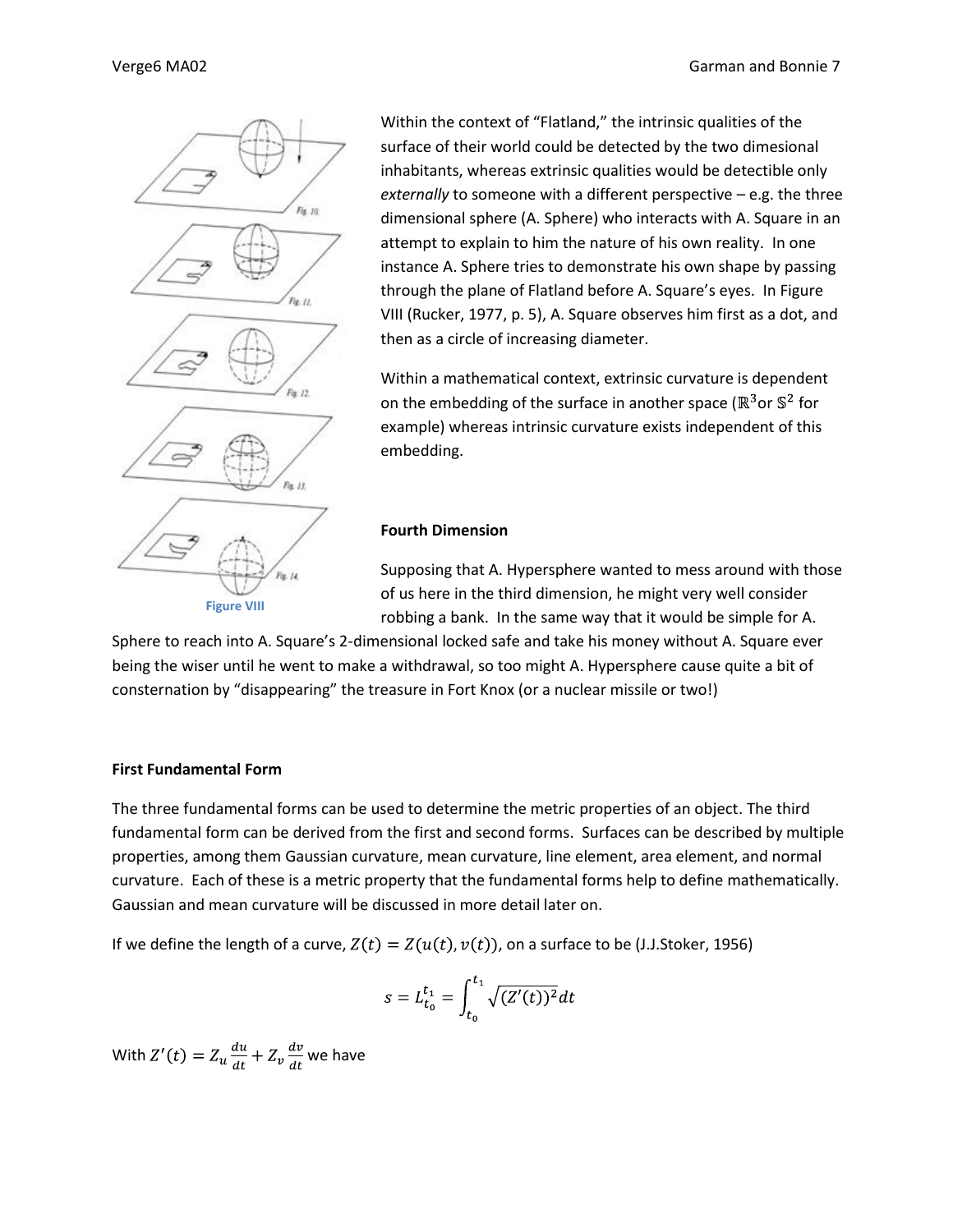Figure VIII

Within the context of "Flatland," the intrinsic qualities of the surface of their world could be detected by the two dimesional inhabitants, whereas extrinsic qualities would be detectible only *externally* to someone with a different perspective – e.g. the three dimensional sphere (A. Sphere) who interacts with A. Square in an attempt to explain to him the nature of his own reality. In one instance A. Sphere tries to demonstrate his own shape by passing through the plane of Flatland before A. Square's eyes. In Figure VIII (Rucker, 1977, p. 5), A. Square observes him first as a dot, and then as a circle of increasing diameter.

Within a mathematical context, extrinsic curvature is dependent on the embedding of the surface in another space ($\mathbb{R}^3$or $\mathbb{S}^2$ for example) whereas intrinsic curvature exists independent of this embedding.

**Fourth Dimension**

Supposing that A. Hypersphere wanted to mess around with those of us here in the third dimension, he might very well consider robbing a bank. In the same way that it would be simple for A. Sphere to reach into A. Square's 2-dimensional locked safe and take his money without A. Square ever being the wiser until he went to make a withdrawal, so too might A. Hypersphere cause quite a bit of consternation by "disappearing" the treasure in Fort Knox (or a nuclear missile or two!)

**First Fundamental Form**

The three fundamental forms can be used to determine the metric properties of an object. The third fundamental form can be derived from the first and second forms. Surfaces can be described by multiple properties, among them Gaussian curvature, mean curvature, line element, area element, and normal curvature. Each of these is a metric property that the fundamental forms help to define mathematically. Gaussian and mean curvature will be discussed in more detail later on.

If we define the length of a curve, $Z(t) = Z(u(t), v(t))$, on a surface to be (J.J.Stoker, 1956)

$$s = L_{t_0}^{t_1} = \int_{t_0}^{t_1} \sqrt{(Z'(t))^2} dt$$

With $Z'(t) = Z_u \frac{du}{dt} + Z_v \frac{dv}{dt}$ we have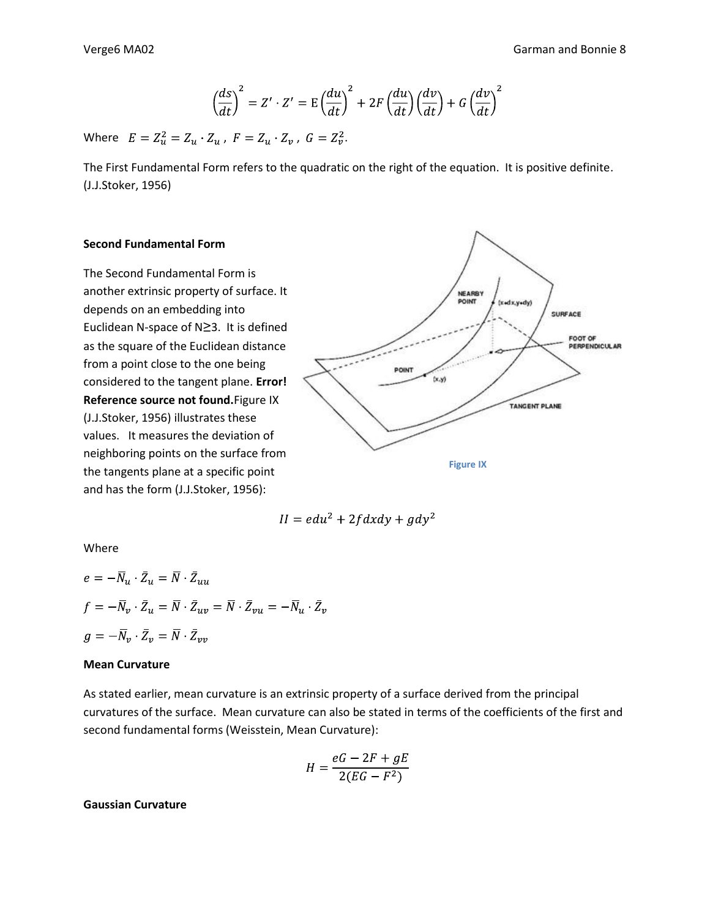$$\left(\frac{ds}{dt}\right)^2 = Z' \cdot Z' = \mathrm{E}\left(\frac{du}{dt}\right)^2 + 2F\left(\frac{du}{dt}\right)\left(\frac{dv}{dt}\right) + G\left(\frac{dv}{dt}\right)^2$$

Where $E = Z_u^2 = Z_u \cdot Z_u$ , $F = Z_u \cdot Z_v$ , $G = Z_v^2$.

The First Fundamental Form refers to the quadratic on the right of the equation. It is positive definite. (J.J.Stoker, 1956)

**Second Fundamental Form**

The Second Fundamental Form is another extrinsic property of surface. It depends on an embedding into Euclidean N-space of N≥3. It is defined as the square of the Euclidean distance from a point close to the one being considered to the tangent plane. **Error! Reference source not found.**Figure IX (J.J.Stoker, 1956) illustrates these values. It measures the deviation of neighboring points on the surface from the tangents plane at a specific point and has the form (J.J.Stoker, 1956):

Figure IX

$$II = edu^2 + 2fdxdy + gdy^2$$

Where

$e = -\bar{N}_u \cdot \bar{Z}_u = \bar{N} \cdot \bar{Z}_{uu}$

$f = -\bar{N}_v \cdot \bar{Z}_u = \bar{N} \cdot \bar{Z}_{uv} = \bar{N} \cdot \bar{Z}_{vu} = -\bar{N}_u \cdot \bar{Z}_v$

$g = -\bar{N}_v \cdot \bar{Z}_v = \bar{N} \cdot \bar{Z}_{vv}$

**Mean Curvature**

As stated earlier, mean curvature is an extrinsic property of a surface derived from the principal curvatures of the surface. Mean curvature can also be stated in terms of the coefficients of the first and second fundamental forms (Weisstein, Mean Curvature):

$$H = \frac{eG - 2F + gE}{2(EG - F^2)}$$

**Gaussian Curvature**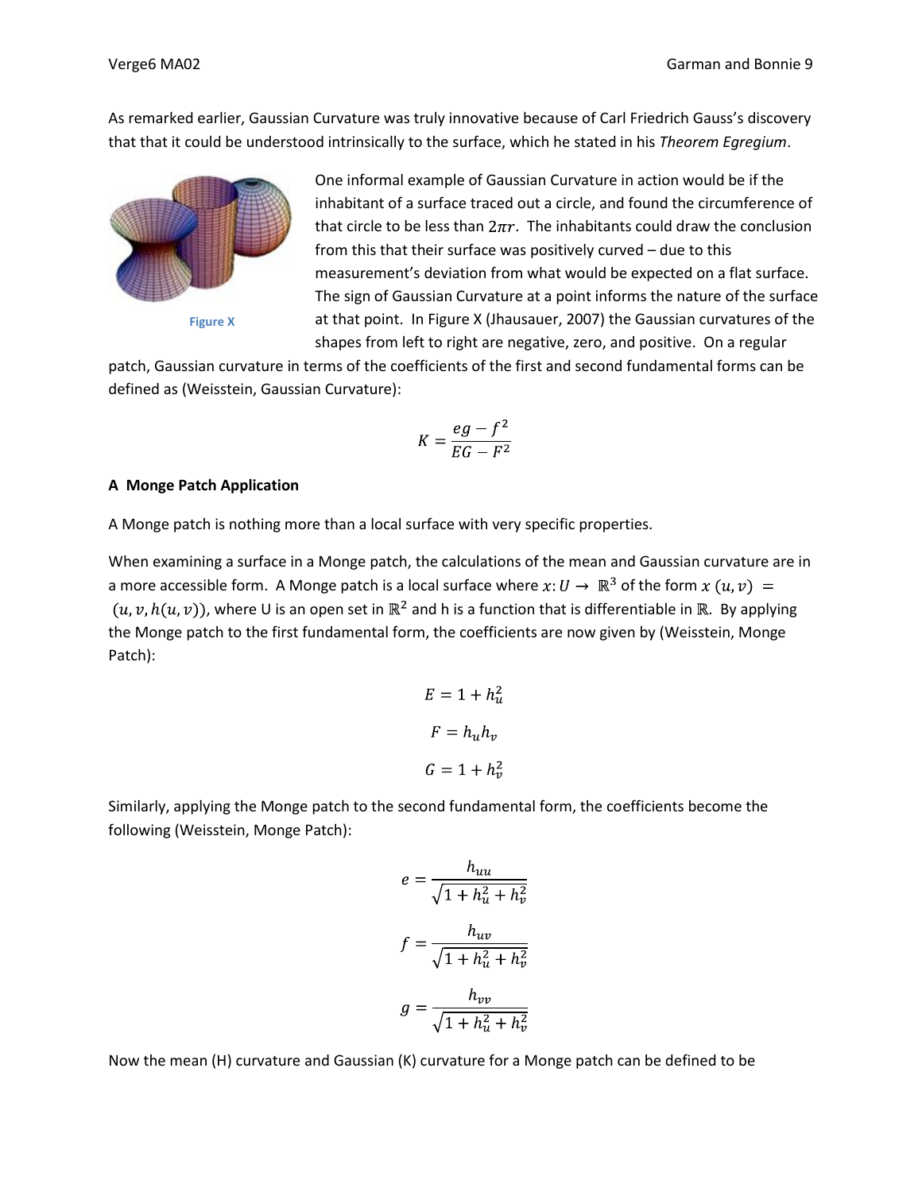As remarked earlier, Gaussian Curvature was truly innovative because of Carl Friedrich Gauss's discovery that that it could be understood intrinsically to the surface, which he stated in his *Theorem Egregium*.

Figure X

One informal example of Gaussian Curvature in action would be if the inhabitant of a surface traced out a circle, and found the circumference of that circle to be less than $2\pi r$. The inhabitants could draw the conclusion from this that their surface was positively curved – due to this measurement's deviation from what would be expected on a flat surface. The sign of Gaussian Curvature at a point informs the nature of the surface at that point. In Figure X (Jhausauer, 2007) the Gaussian curvatures of the shapes from left to right are negative, zero, and positive. On a regular patch, Gaussian curvature in terms of the coefficients of the first and second fundamental forms can be defined as (Weisstein, Gaussian Curvature):

$$K = \frac{eg - f^2}{EG - F^2}$$

**A Monge Patch Application**

A Monge patch is nothing more than a local surface with very specific properties.

When examining a surface in a Monge patch, the calculations of the mean and Gaussian curvature are in a more accessible form. A Monge patch is a local surface where $x: U \to \mathbb{R}^3$ of the form $x(u,v) = (u, v, h(u,v))$, where U is an open set in $\mathbb{R}^2$ and h is a function that is differentiable in $\mathbb{R}$. By applying the Monge patch to the first fundamental form, the coefficients are now given by (Weisstein, Monge Patch):

$$E = 1 + h_u^2$$

$$F = h_u h_v$$

$$G = 1 + h_v^2$$

Similarly, applying the Monge patch to the second fundamental form, the coefficients become the following (Weisstein, Monge Patch):

$$e = \frac{h_{uu}}{\sqrt{1 + h_u^2 + h_v^2}}$$

$$f = \frac{h_{uv}}{\sqrt{1 + h_u^2 + h_v^2}}$$

$$g = \frac{h_{vv}}{\sqrt{1 + h_u^2 + h_v^2}}$$

Now the mean (H) curvature and Gaussian (K) curvature for a Monge patch can be defined to be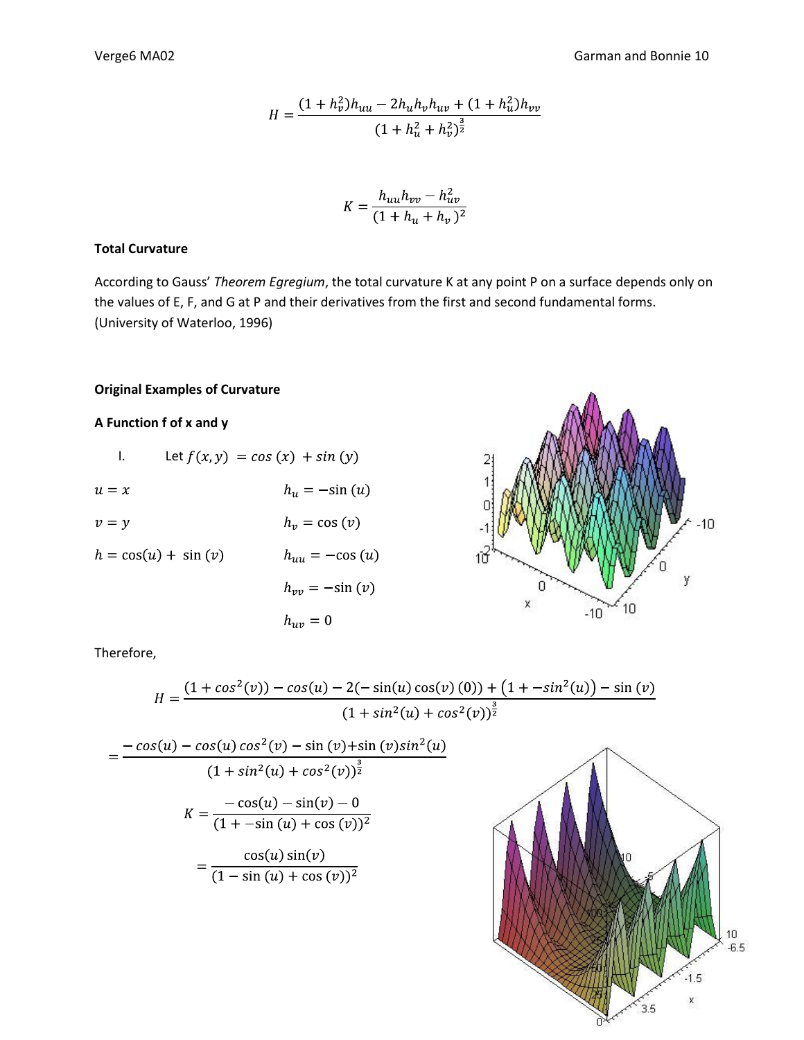$$H = \frac{(1 + h_v^2)h_{uu} - 2h_u h_v h_{uv} + (1 + h_u^2)h_{vv}}{(1 + h_u^2 + h_v^2)^{\frac{3}{2}}}$$

$$K = \frac{h_{uu}h_{vv} - h_{uv}^2}{(1 + h_u + h_v)^2}$$

**Total Curvature**

According to Gauss' *Theorem Egregium*, the total curvature K at any point P on a surface depends only on the values of E, F, and G at P and their derivatives from the first and second fundamental forms. (University of Waterloo, 1996)

**Original Examples of Curvature**

**A Function f of x and y**

I. Let $f(x, y) = cos\,(x) + sin\,(y)$

$u = x$ $\qquad h_u = -\sin(u)$

$v = y$ $\qquad h_v = \cos(v)$

$h = \cos(u) + \sin(v)$ $\qquad h_{uu} = -\cos(u)$

$h_{vv} = -\sin(v)$

$h_{uv} = 0$

Therefore,

$$H = \frac{(1 + cos^2(v)) - cos(u) - 2(-\sin(u)\cos(v)(0)) + (1 + -sin^2(u)) - \sin(v)}{(1 + sin^2(u) + cos^2(v))^{\frac{3}{2}}}$$

$$= \frac{-cos(u) - cos(u)\,cos^2(v) - \sin(v) + \sin(v)sin^2(u)}{(1 + sin^2(u) + cos^2(v))^{\frac{3}{2}}}$$

$$K = \frac{-\cos(u) - \sin(v) - 0}{(1 + -\sin(u) + \cos(v))^2}$$

$$= \frac{\cos(u)\sin(v)}{(1 - \sin(u) + \cos(v))^2}$$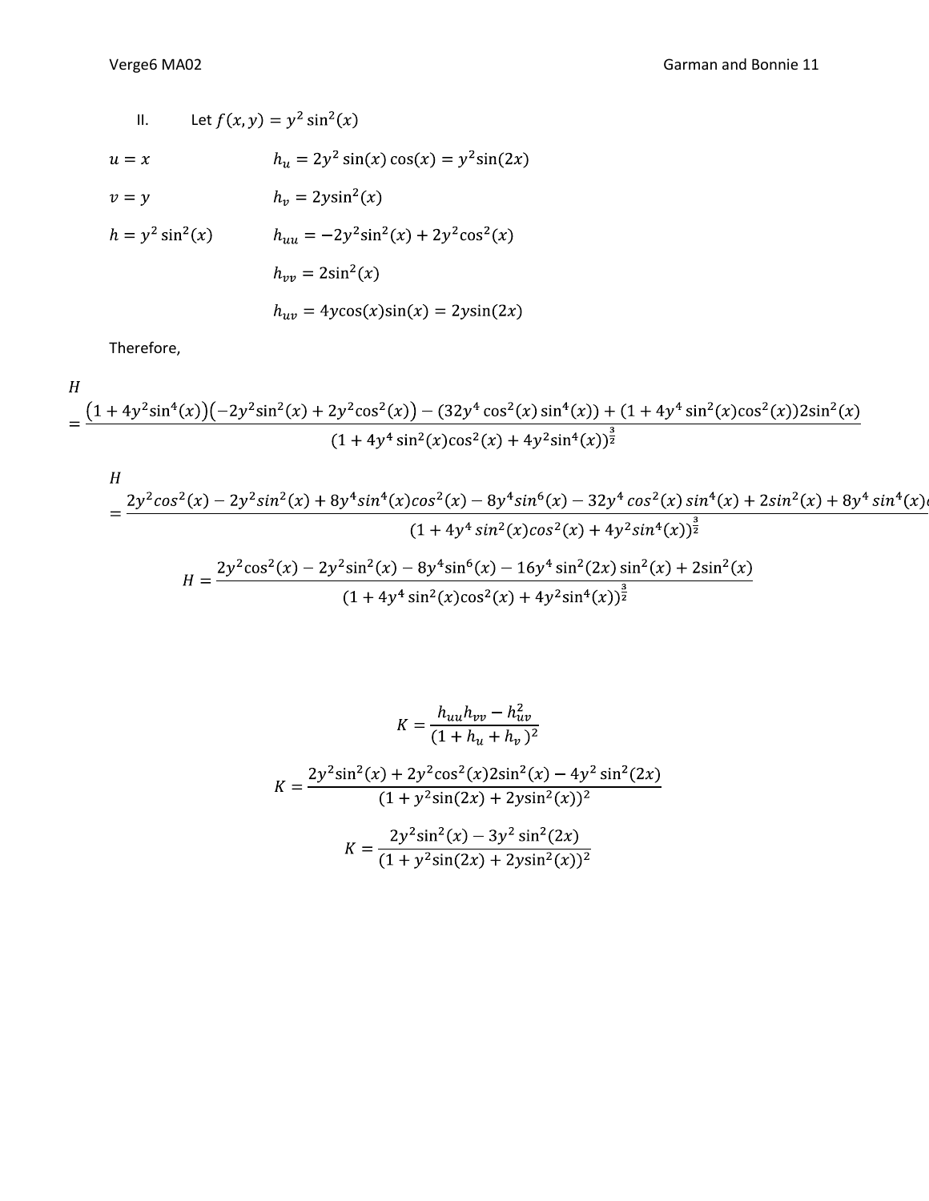II. Let $f(x, y) = y^2 \sin^2(x)$

$u = x$ $\qquad$ $h_u = 2y^2 \sin(x)\cos(x) = y^2\sin(2x)$

$v = y$ $\qquad$ $h_v = 2y\sin^2(x)$

$h = y^2 \sin^2(x)$ $\qquad$ $h_{uu} = -2y^2\sin^2(x) + 2y^2\cos^2(x)$

$h_{vv} = 2\sin^2(x)$

$h_{uv} = 4y\cos(x)\sin(x) = 2y\sin(2x)$

Therefore,

$$H = \frac{\left(1 + 4y^2\sin^4(x)\right)\left(-2y^2\sin^2(x) + 2y^2\cos^2(x)\right) - \left(32y^4\cos^2(x)\sin^4(x)\right) + \left(1 + 4y^4\sin^2(x)\cos^2(x)\right)2\sin^2(x)}{\left(1 + 4y^4\sin^2(x)\cos^2(x) + 4y^2\sin^4(x)\right)^{\frac{3}{2}}}$$

$$H = \frac{2y^2cos^2(x) - 2y^2sin^2(x) + 8y^4sin^4(x)cos^2(x) - 8y^4sin^6(x) - 32y^4\,cos^2(x)\,sin^4(x) + 2sin^2(x) + 8y^4\,sin^4(x)\cdots}{\left(1 + 4y^4\,sin^2(x)cos^2(x) + 4y^2sin^4(x)\right)^{\frac{3}{2}}}$$

$$H = \frac{2y^2\cos^2(x) - 2y^2\sin^2(x) - 8y^4\sin^6(x) - 16y^4\sin^2(2x)\sin^2(x) + 2\sin^2(x)}{\left(1 + 4y^4\sin^2(x)\cos^2(x) + 4y^2\sin^4(x)\right)^{\frac{3}{2}}}$$

$$K = \frac{h_{uu}h_{vv} - h_{uv}^2}{(1 + h_u + h_v)^2}$$

$$K = \frac{2y^2\sin^2(x) + 2y^2\cos^2(x)2\sin^2(x) - 4y^2\sin^2(2x)}{\left(1 + y^2\sin(2x) + 2y\sin^2(x)\right)^2}$$

$$K = \frac{2y^2\sin^2(x) - 3y^2\sin^2(2x)}{\left(1 + y^2\sin(2x) + 2y\sin^2(x)\right)^2}$$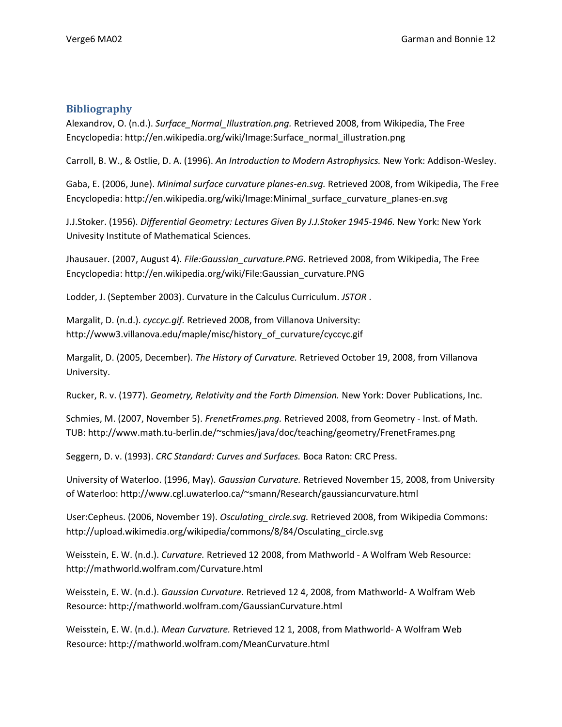## Bibliography

Alexandrov, O. (n.d.). *Surface_Normal_Illustration.png.* Retrieved 2008, from Wikipedia, The Free Encyclopedia: http://en.wikipedia.org/wiki/Image:Surface_normal_illustration.png

Carroll, B. W., & Ostlie, D. A. (1996). *An Introduction to Modern Astrophysics.* New York: Addison-Wesley.

Gaba, E. (2006, June). *Minimal surface curvature planes-en.svg.* Retrieved 2008, from Wikipedia, The Free Encyclopedia: http://en.wikipedia.org/wiki/Image:Minimal_surface_curvature_planes-en.svg

J.J.Stoker. (1956). *Differential Geometry: Lectures Given By J.J.Stoker 1945-1946.* New York: New York Univesity Institute of Mathematical Sciences.

Jhausauer. (2007, August 4). *File:Gaussian_curvature.PNG.* Retrieved 2008, from Wikipedia, The Free Encyclopedia: http://en.wikipedia.org/wiki/File:Gaussian_curvature.PNG

Lodder, J. (September 2003). Curvature in the Calculus Curriculum. *JSTOR* .

Margalit, D. (n.d.). *cyccyc.gif.* Retrieved 2008, from Villanova University: http://www3.villanova.edu/maple/misc/history_of_curvature/cyccyc.gif

Margalit, D. (2005, December). *The History of Curvature.* Retrieved October 19, 2008, from Villanova University.

Rucker, R. v. (1977). *Geometry, Relativity and the Forth Dimension.* New York: Dover Publications, Inc.

Schmies, M. (2007, November 5). *FrenetFrames.png.* Retrieved 2008, from Geometry - Inst. of Math. TUB: http://www.math.tu-berlin.de/~schmies/java/doc/teaching/geometry/FrenetFrames.png

Seggern, D. v. (1993). *CRC Standard: Curves and Surfaces.* Boca Raton: CRC Press.

University of Waterloo. (1996, May). *Gaussian Curvature.* Retrieved November 15, 2008, from University of Waterloo: http://www.cgl.uwaterloo.ca/~smann/Research/gaussiancurvature.html

User:Cepheus. (2006, November 19). *Osculating_circle.svg.* Retrieved 2008, from Wikipedia Commons: http://upload.wikimedia.org/wikipedia/commons/8/84/Osculating_circle.svg

Weisstein, E. W. (n.d.). *Curvature.* Retrieved 12 2008, from Mathworld - A Wolfram Web Resource: http://mathworld.wolfram.com/Curvature.html

Weisstein, E. W. (n.d.). *Gaussian Curvature.* Retrieved 12 4, 2008, from Mathworld- A Wolfram Web Resource: http://mathworld.wolfram.com/GaussianCurvature.html

Weisstein, E. W. (n.d.). *Mean Curvature.* Retrieved 12 1, 2008, from Mathworld- A Wolfram Web Resource: http://mathworld.wolfram.com/MeanCurvature.html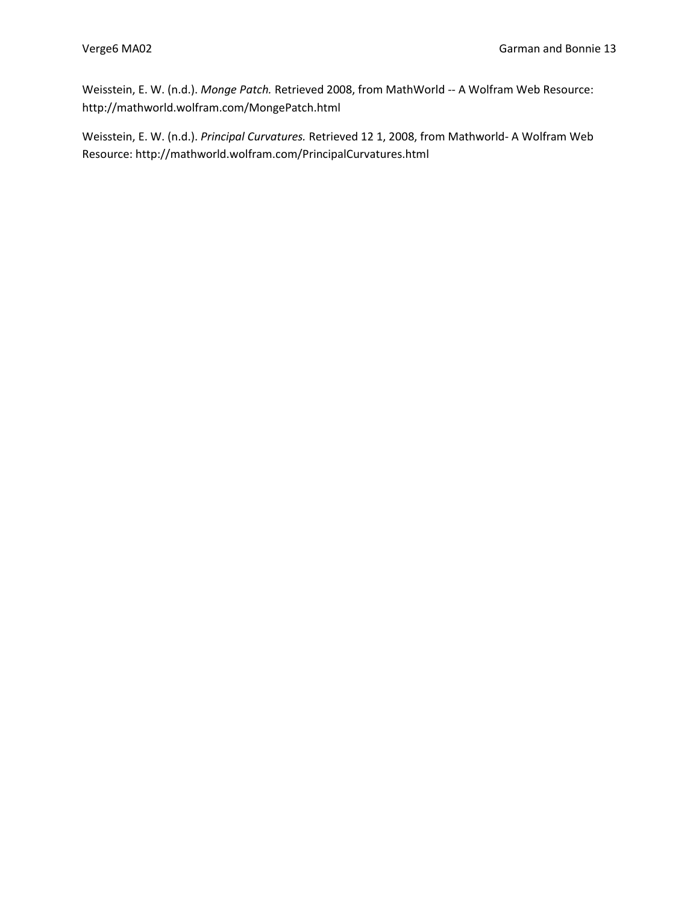Weisstein, E. W. (n.d.). *Monge Patch.* Retrieved 2008, from MathWorld -- A Wolfram Web Resource: http://mathworld.wolfram.com/MongePatch.html

Weisstein, E. W. (n.d.). *Principal Curvatures.* Retrieved 12 1, 2008, from Mathworld- A Wolfram Web Resource: http://mathworld.wolfram.com/PrincipalCurvatures.html